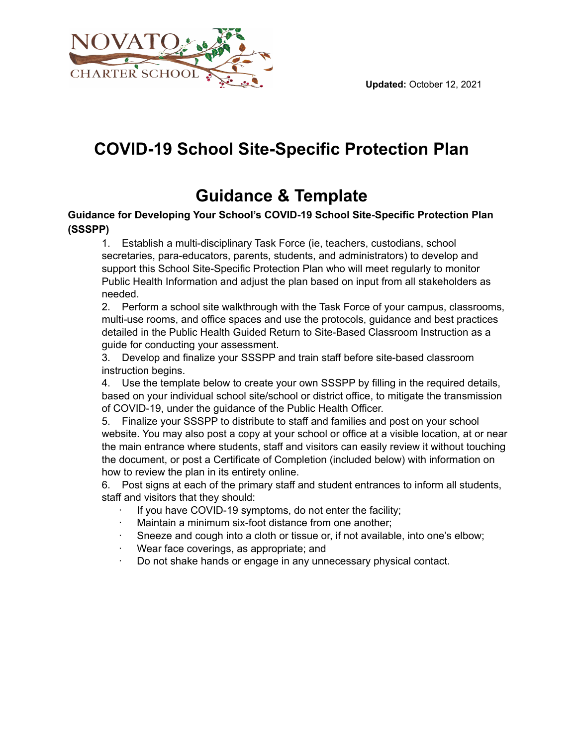**Updated:** October 12, 2021

# COVID-19 School Site-Specific Protection Plan

# Guidance & Template

**Guidance for Developing Your School's COVID-19 School Site-Specific Protection Plan (SSSPP)**

1. Establish a multi-disciplinary Task Force (ie, teachers, custodians, school secretaries, para-educators, parents, students, and administrators) to develop and support this School Site-Specific Protection Plan who will meet regularly to monitor Public Health Information and adjust the plan based on input from all stakeholders as needed.
2. Perform a school site walkthrough with the Task Force of your campus, classrooms, multi-use rooms, and office spaces and use the protocols, guidance and best practices detailed in the Public Health Guided Return to Site-Based Classroom Instruction as a guide for conducting your assessment.
3. Develop and finalize your SSSPP and train staff before site-based classroom instruction begins.
4. Use the template below to create your own SSSPP by filling in the required details, based on your individual school site/school or district office, to mitigate the transmission of COVID-19, under the guidance of the Public Health Officer.
5. Finalize your SSSPP to distribute to staff and families and post on your school website. You may also post a copy at your school or office at a visible location, at or near the main entrance where students, staff and visitors can easily review it without touching the document, or post a Certificate of Completion (included below) with information on how to review the plan in its entirety online.
6. Post signs at each of the primary staff and student entrances to inform all students, staff and visitors that they should:
   - If you have COVID-19 symptoms, do not enter the facility;
   - Maintain a minimum six-foot distance from one another;
   - Sneeze and cough into a cloth or tissue or, if not available, into one's elbow;
   - Wear face coverings, as appropriate; and
   - Do not shake hands or engage in any unnecessary physical contact.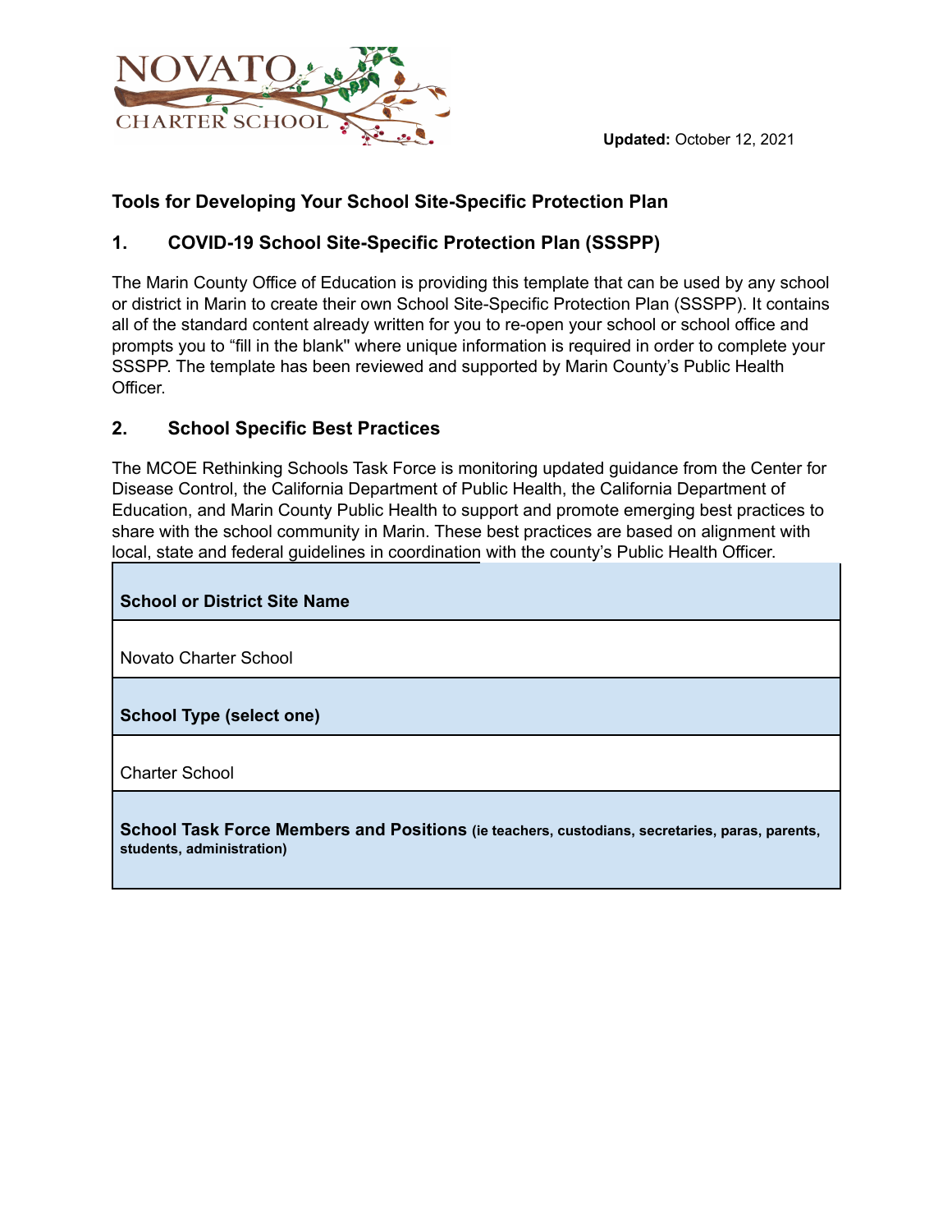**Updated:** October 12, 2021

### Tools for Developing Your School Site-Specific Protection Plan

### 1. COVID-19 School Site-Specific Protection Plan (SSSPP)

The Marin County Office of Education is providing this template that can be used by any school or district in Marin to create their own School Site-Specific Protection Plan (SSSPP). It contains all of the standard content already written for you to re-open your school or school office and prompts you to "fill in the blank'' where unique information is required in order to complete your SSSPP. The template has been reviewed and supported by Marin County's Public Health Officer.

### 2. School Specific Best Practices

The MCOE Rethinking Schools Task Force is monitoring updated guidance from the Center for Disease Control, the California Department of Public Health, the California Department of Education, and Marin County Public Health to support and promote emerging best practices to share with the school community in Marin. These best practices are based on alignment with local, state and federal guidelines in coordination with the county's Public Health Officer.

| **School or District Site Name** |
|---|
| Novato Charter School |
| **School Type (select one)** |
| Charter School |
| **School Task Force Members and Positions** **(ie teachers, custodians, secretaries, paras, parents, students, administration)** |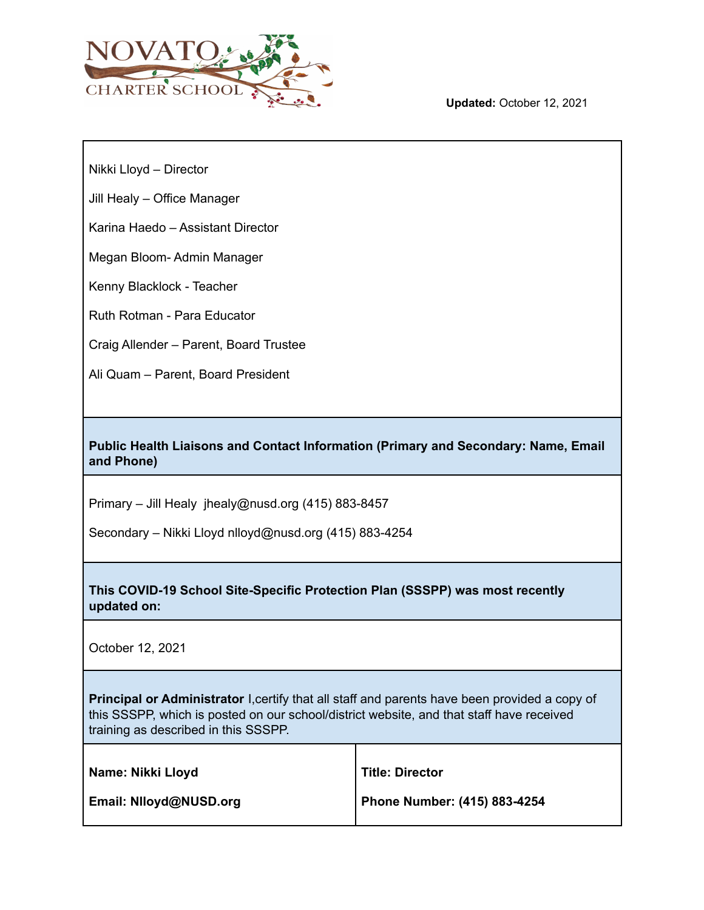NOVATO CHARTER SCHOOL

**Updated:** October 12, 2021

Nikki Lloyd – Director

Jill Healy – Office Manager

Karina Haedo – Assistant Director

Megan Bloom- Admin Manager

Kenny Blacklock - Teacher

Ruth Rotman - Para Educator

Craig Allender – Parent, Board Trustee

Ali Quam – Parent, Board President

**Public Health Liaisons and Contact Information (Primary and Secondary: Name, Email and Phone)**

Primary – Jill Healy jhealy@nusd.org (415) 883-8457

Secondary – Nikki Lloyd nlloyd@nusd.org (415) 883-4254

**This COVID-19 School Site-Specific Protection Plan (SSSPP) was most recently updated on:**

October 12, 2021

**Principal or Administrator** I,certify that all staff and parents have been provided a copy of this SSSPP, which is posted on our school/district website, and that staff have received training as described in this SSSPP.

| **Name: Nikki Lloyd** | **Title: Director** |
|---|---|
| **Email: Nlloyd@NUSD.org** | **Phone Number: (415) 883-4254** |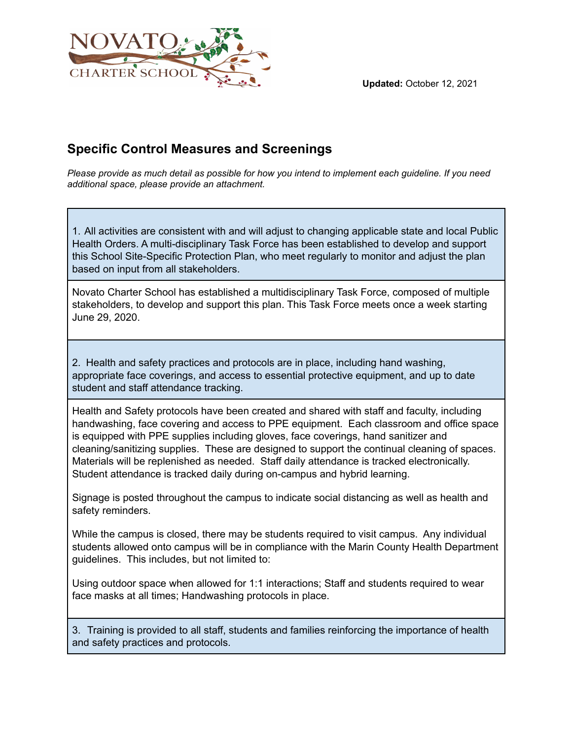**Updated:** October 12, 2021

## Specific Control Measures and Screenings

*Please provide as much detail as possible for how you intend to implement each guideline. If you need additional space, please provide an attachment.*

| 1. All activities are consistent with and will adjust to changing applicable state and local Public Health Orders. A multi-disciplinary Task Force has been established to develop and support this School Site-Specific Protection Plan, who meet regularly to monitor and adjust the plan based on input from all stakeholders. |
|---|
| Novato Charter School has established a multidisciplinary Task Force, composed of multiple stakeholders, to develop and support this plan. This Task Force meets once a week starting June 29, 2020. |
| 2. Health and safety practices and protocols are in place, including hand washing, appropriate face coverings, and access to essential protective equipment, and up to date student and staff attendance tracking. |
| Health and Safety protocols have been created and shared with staff and faculty, including handwashing, face covering and access to PPE equipment. Each classroom and office space is equipped with PPE supplies including gloves, face coverings, hand sanitizer and cleaning/sanitizing supplies. These are designed to support the continual cleaning of spaces. Materials will be replenished as needed. Staff daily attendance is tracked electronically. Student attendance is tracked daily during on-campus and hybrid learning.<br><br>Signage is posted throughout the campus to indicate social distancing as well as health and safety reminders.<br><br>While the campus is closed, there may be students required to visit campus. Any individual students allowed onto campus will be in compliance with the Marin County Health Department guidelines. This includes, but not limited to:<br><br>Using outdoor space when allowed for 1:1 interactions; Staff and students required to wear face masks at all times; Handwashing protocols in place. |
| 3. Training is provided to all staff, students and families reinforcing the importance of health and safety practices and protocols. |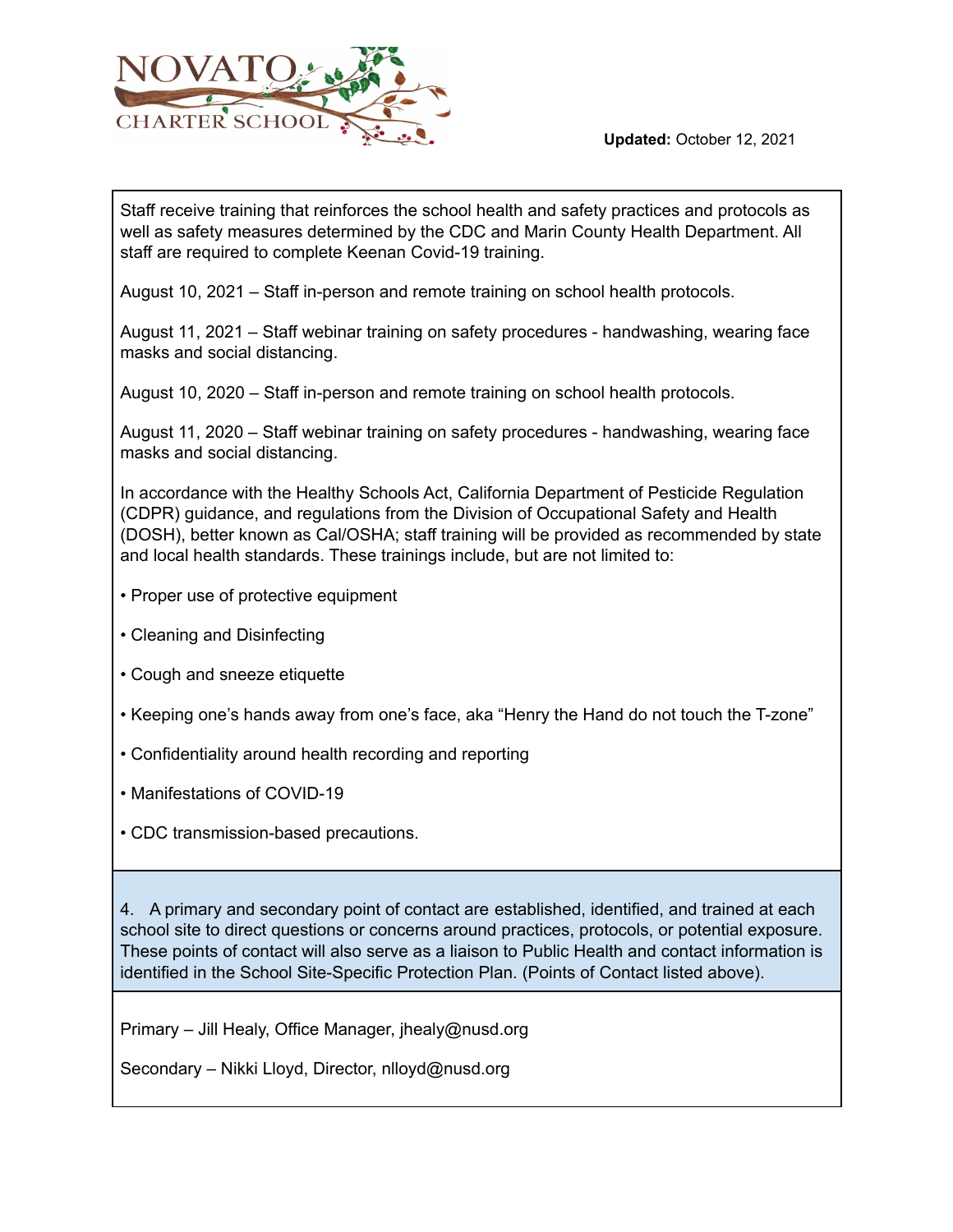Staff receive training that reinforces the school health and safety practices and protocols as well as safety measures determined by the CDC and Marin County Health Department. All staff are required to complete Keenan Covid-19 training.

August 10, 2021 – Staff in-person and remote training on school health protocols.

August 11, 2021 – Staff webinar training on safety procedures - handwashing, wearing face masks and social distancing.

August 10, 2020 – Staff in-person and remote training on school health protocols.

August 11, 2020 – Staff webinar training on safety procedures - handwashing, wearing face masks and social distancing.

In accordance with the Healthy Schools Act, California Department of Pesticide Regulation (CDPR) guidance, and regulations from the Division of Occupational Safety and Health (DOSH), better known as Cal/OSHA; staff training will be provided as recommended by state and local health standards. These trainings include, but are not limited to:

- Proper use of protective equipment
- Cleaning and Disinfecting
- Cough and sneeze etiquette
- Keeping one's hands away from one's face, aka "Henry the Hand do not touch the T-zone"
- Confidentiality around health recording and reporting
- Manifestations of COVID-19
- CDC transmission-based precautions.

4. A primary and secondary point of contact are established, identified, and trained at each school site to direct questions or concerns around practices, protocols, or potential exposure. These points of contact will also serve as a liaison to Public Health and contact information is identified in the School Site-Specific Protection Plan. (Points of Contact listed above).

Primary – Jill Healy, Office Manager, jhealy@nusd.org

Secondary – Nikki Lloyd, Director, nlloyd@nusd.org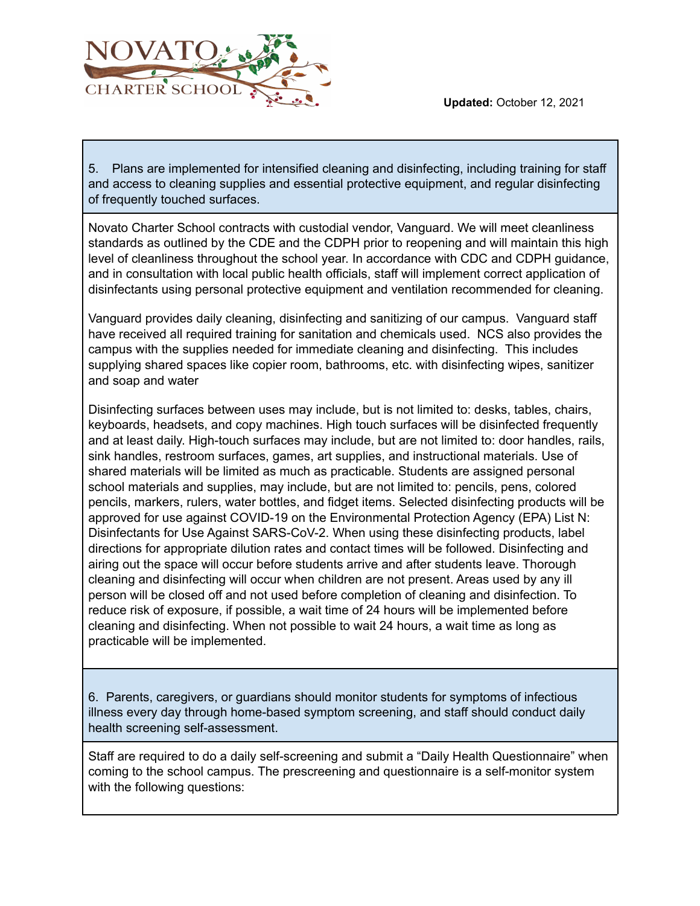5. Plans are implemented for intensified cleaning and disinfecting, including training for staff and access to cleaning supplies and essential protective equipment, and regular disinfecting of frequently touched surfaces.

Novato Charter School contracts with custodial vendor, Vanguard. We will meet cleanliness standards as outlined by the CDE and the CDPH prior to reopening and will maintain this high level of cleanliness throughout the school year. In accordance with CDC and CDPH guidance, and in consultation with local public health officials, staff will implement correct application of disinfectants using personal protective equipment and ventilation recommended for cleaning.

Vanguard provides daily cleaning, disinfecting and sanitizing of our campus. Vanguard staff have received all required training for sanitation and chemicals used. NCS also provides the campus with the supplies needed for immediate cleaning and disinfecting. This includes supplying shared spaces like copier room, bathrooms, etc. with disinfecting wipes, sanitizer and soap and water

Disinfecting surfaces between uses may include, but is not limited to: desks, tables, chairs, keyboards, headsets, and copy machines. High touch surfaces will be disinfected frequently and at least daily. High-touch surfaces may include, but are not limited to: door handles, rails, sink handles, restroom surfaces, games, art supplies, and instructional materials. Use of shared materials will be limited as much as practicable. Students are assigned personal school materials and supplies, may include, but are not limited to: pencils, pens, colored pencils, markers, rulers, water bottles, and fidget items. Selected disinfecting products will be approved for use against COVID-19 on the Environmental Protection Agency (EPA) List N: Disinfectants for Use Against SARS-CoV-2. When using these disinfecting products, label directions for appropriate dilution rates and contact times will be followed. Disinfecting and airing out the space will occur before students arrive and after students leave. Thorough cleaning and disinfecting will occur when children are not present. Areas used by any ill person will be closed off and not used before completion of cleaning and disinfection. To reduce risk of exposure, if possible, a wait time of 24 hours will be implemented before cleaning and disinfecting. When not possible to wait 24 hours, a wait time as long as practicable will be implemented.

6. Parents, caregivers, or guardians should monitor students for symptoms of infectious illness every day through home-based symptom screening, and staff should conduct daily health screening self-assessment.

Staff are required to do a daily self-screening and submit a "Daily Health Questionnaire" when coming to the school campus. The prescreening and questionnaire is a self-monitor system with the following questions: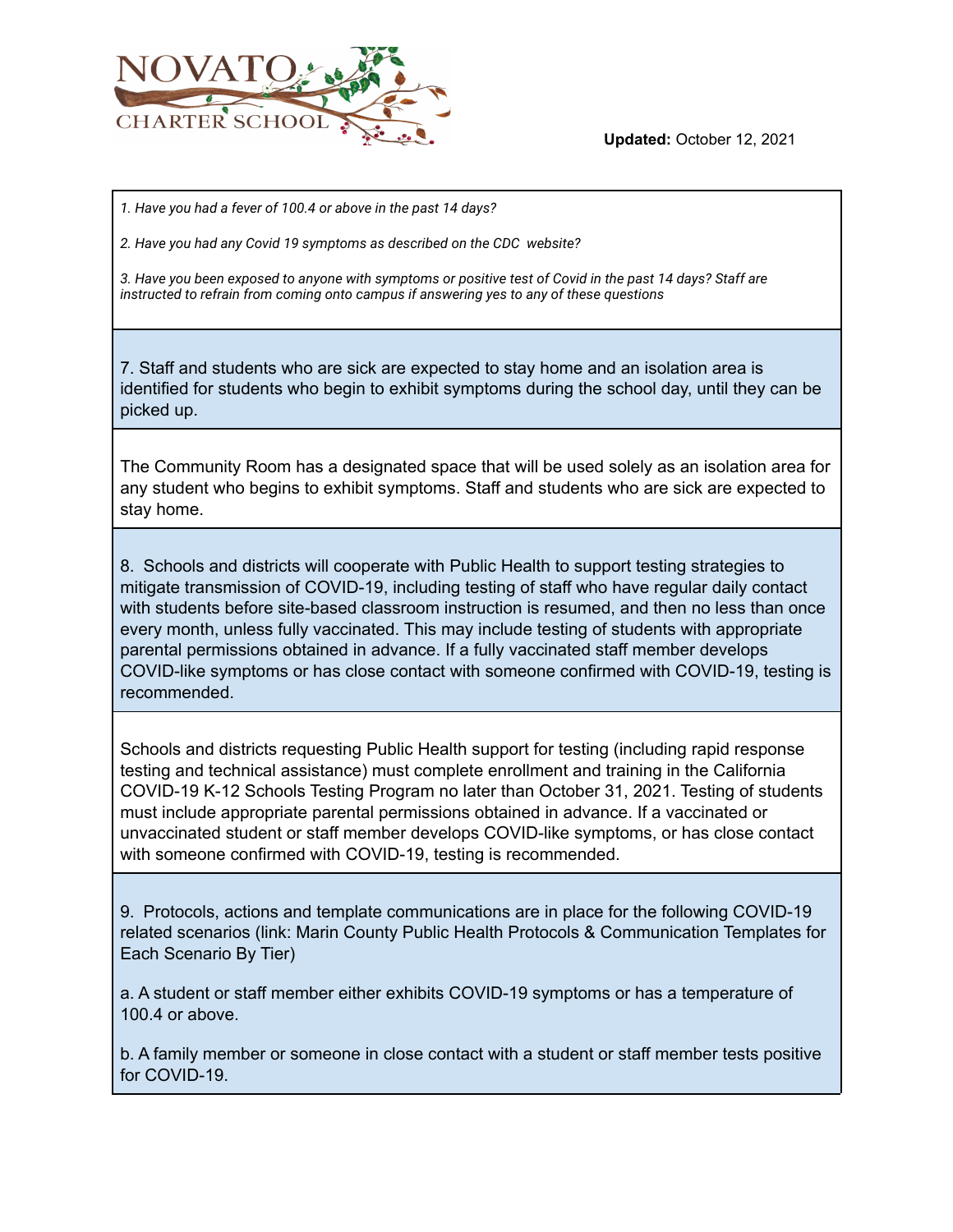*1. Have you had a fever of 100.4 or above in the past 14 days?*

*2. Have you had any Covid 19 symptoms as described on the CDC website?*

*3. Have you been exposed to anyone with symptoms or positive test of Covid in the past 14 days? Staff are instructed to refrain from coming onto campus if answering yes to any of these questions*

7. Staff and students who are sick are expected to stay home and an isolation area is identified for students who begin to exhibit symptoms during the school day, until they can be picked up.

The Community Room has a designated space that will be used solely as an isolation area for any student who begins to exhibit symptoms. Staff and students who are sick are expected to stay home.

8. Schools and districts will cooperate with Public Health to support testing strategies to mitigate transmission of COVID-19, including testing of staff who have regular daily contact with students before site-based classroom instruction is resumed, and then no less than once every month, unless fully vaccinated. This may include testing of students with appropriate parental permissions obtained in advance. If a fully vaccinated staff member develops COVID-like symptoms or has close contact with someone confirmed with COVID-19, testing is recommended.

Schools and districts requesting Public Health support for testing (including rapid response testing and technical assistance) must complete enrollment and training in the California COVID-19 K-12 Schools Testing Program no later than October 31, 2021. Testing of students must include appropriate parental permissions obtained in advance. If a vaccinated or unvaccinated student or staff member develops COVID-like symptoms, or has close contact with someone confirmed with COVID-19, testing is recommended.

9. Protocols, actions and template communications are in place for the following COVID-19 related scenarios (link: Marin County Public Health Protocols & Communication Templates for Each Scenario By Tier)

a. A student or staff member either exhibits COVID-19 symptoms or has a temperature of 100.4 or above.

b. A family member or someone in close contact with a student or staff member tests positive for COVID-19.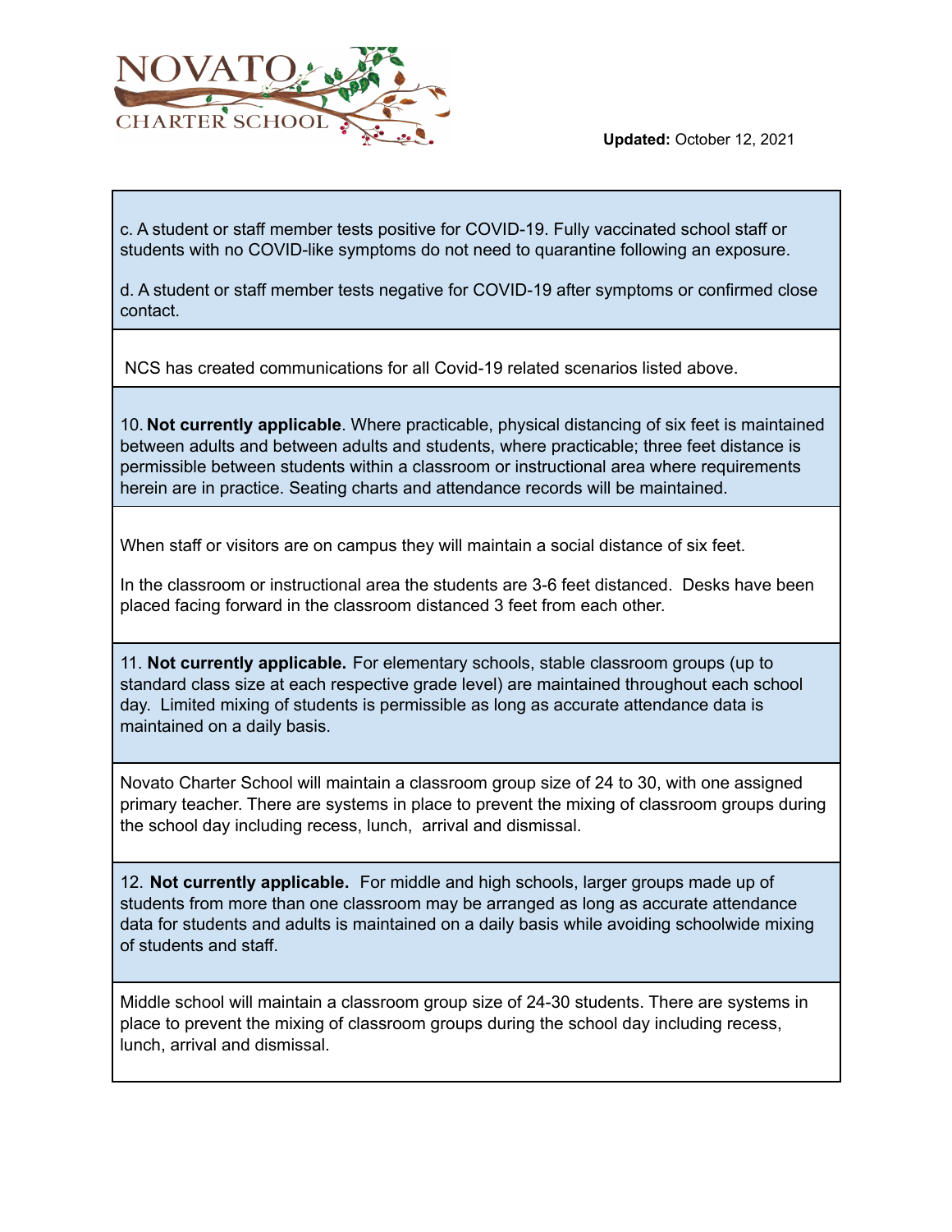c. A student or staff member tests positive for COVID-19. Fully vaccinated school staff or students with no COVID-like symptoms do not need to quarantine following an exposure.

d. A student or staff member tests negative for COVID-19 after symptoms or confirmed close contact.

NCS has created communications for all Covid-19 related scenarios listed above.

10. **Not currently applicable**. Where practicable, physical distancing of six feet is maintained between adults and between adults and students, where practicable; three feet distance is permissible between students within a classroom or instructional area where requirements herein are in practice. Seating charts and attendance records will be maintained.

When staff or visitors are on campus they will maintain a social distance of six feet.

In the classroom or instructional area the students are 3-6 feet distanced. Desks have been placed facing forward in the classroom distanced 3 feet from each other.

11. **Not currently applicable.** For elementary schools, stable classroom groups (up to standard class size at each respective grade level) are maintained throughout each school day. Limited mixing of students is permissible as long as accurate attendance data is maintained on a daily basis.

Novato Charter School will maintain a classroom group size of 24 to 30, with one assigned primary teacher. There are systems in place to prevent the mixing of classroom groups during the school day including recess, lunch, arrival and dismissal.

12. **Not currently applicable.** For middle and high schools, larger groups made up of students from more than one classroom may be arranged as long as accurate attendance data for students and adults is maintained on a daily basis while avoiding schoolwide mixing of students and staff.

Middle school will maintain a classroom group size of 24-30 students. There are systems in place to prevent the mixing of classroom groups during the school day including recess, lunch, arrival and dismissal.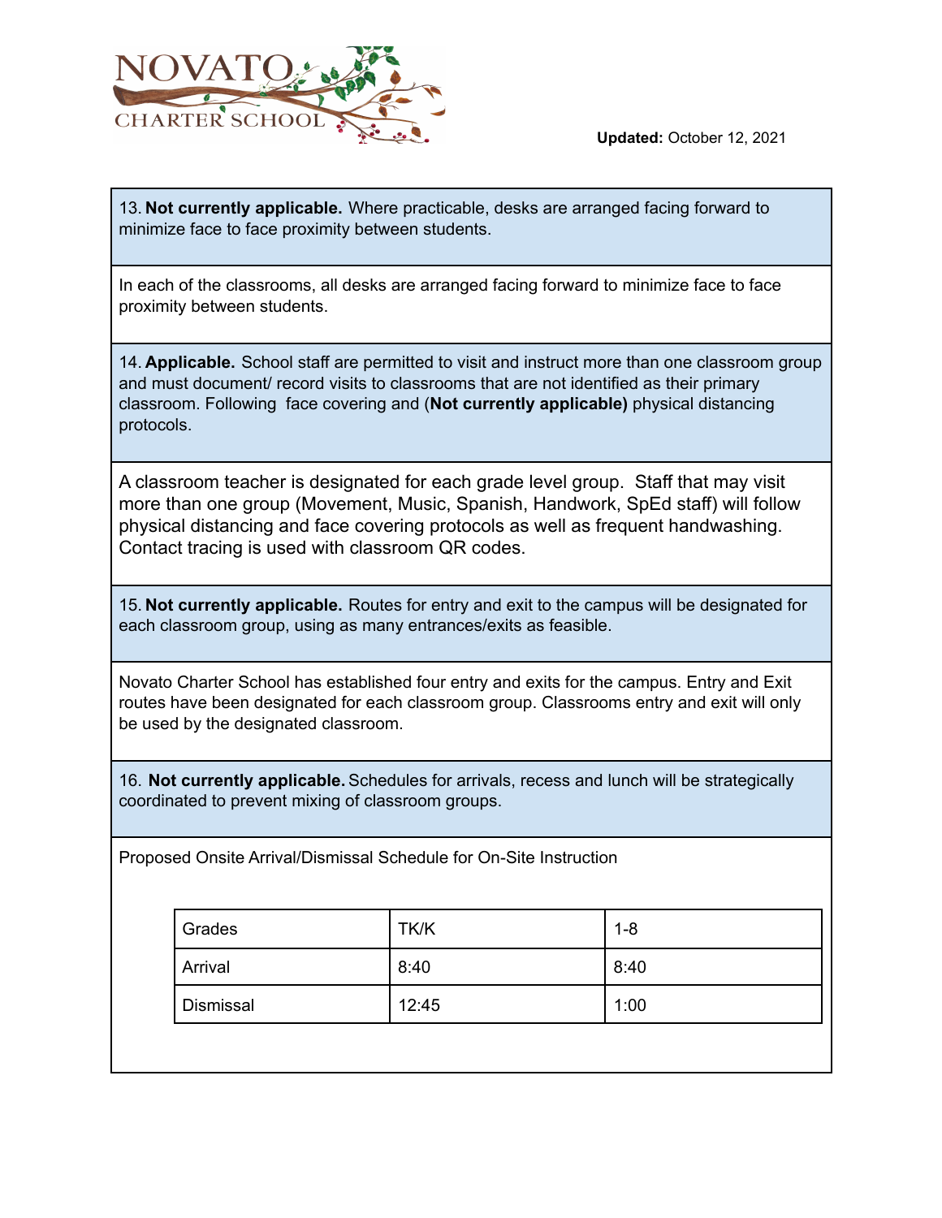**Updated:** October 12, 2021

13. **Not currently applicable.** Where practicable, desks are arranged facing forward to minimize face to face proximity between students.

In each of the classrooms, all desks are arranged facing forward to minimize face to face proximity between students.

14. **Applicable.** School staff are permitted to visit and instruct more than one classroom group and must document/ record visits to classrooms that are not identified as their primary classroom. Following face covering and (**Not currently applicable)** physical distancing protocols.

A classroom teacher is designated for each grade level group. Staff that may visit more than one group (Movement, Music, Spanish, Handwork, SpEd staff) will follow physical distancing and face covering protocols as well as frequent handwashing. Contact tracing is used with classroom QR codes.

15. **Not currently applicable.** Routes for entry and exit to the campus will be designated for each classroom group, using as many entrances/exits as feasible.

Novato Charter School has established four entry and exits for the campus. Entry and Exit routes have been designated for each classroom group. Classrooms entry and exit will only be used by the designated classroom.

16. **Not currently applicable.** Schedules for arrivals, recess and lunch will be strategically coordinated to prevent mixing of classroom groups.

Proposed Onsite Arrival/Dismissal Schedule for On-Site Instruction

| Grades | TK/K | 1-8 |
|---|---|---|
| Arrival | 8:40 | 8:40 |
| Dismissal | 12:45 | 1:00 |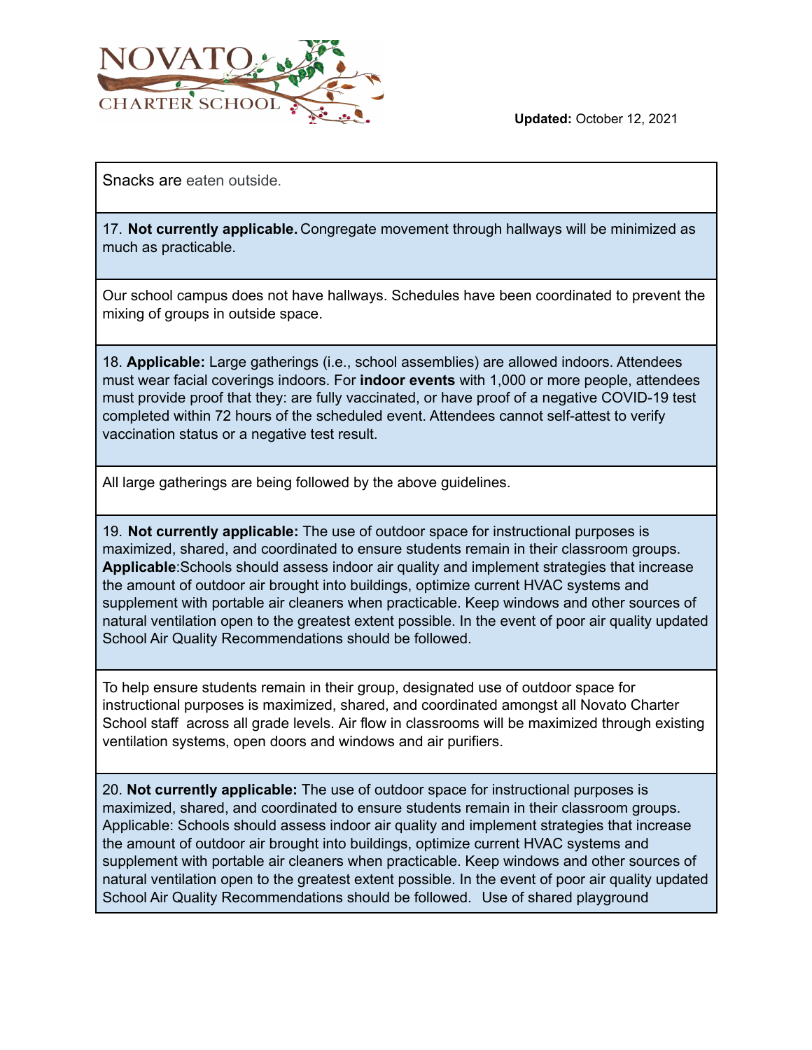Snacks are eaten outside.

17. **Not currently applicable.** Congregate movement through hallways will be minimized as much as practicable.

Our school campus does not have hallways. Schedules have been coordinated to prevent the mixing of groups in outside space.

18. **Applicable:** Large gatherings (i.e., school assemblies) are allowed indoors. Attendees must wear facial coverings indoors. For **indoor events** with 1,000 or more people, attendees must provide proof that they: are fully vaccinated, or have proof of a negative COVID-19 test completed within 72 hours of the scheduled event. Attendees cannot self-attest to verify vaccination status or a negative test result.

All large gatherings are being followed by the above guidelines.

19. **Not currently applicable:** The use of outdoor space for instructional purposes is maximized, shared, and coordinated to ensure students remain in their classroom groups. **Applicable**:Schools should assess indoor air quality and implement strategies that increase the amount of outdoor air brought into buildings, optimize current HVAC systems and supplement with portable air cleaners when practicable. Keep windows and other sources of natural ventilation open to the greatest extent possible. In the event of poor air quality updated School Air Quality Recommendations should be followed.

To help ensure students remain in their group, designated use of outdoor space for instructional purposes is maximized, shared, and coordinated amongst all Novato Charter School staff across all grade levels. Air flow in classrooms will be maximized through existing ventilation systems, open doors and windows and air purifiers.

20. **Not currently applicable:** The use of outdoor space for instructional purposes is maximized, shared, and coordinated to ensure students remain in their classroom groups. Applicable: Schools should assess indoor air quality and implement strategies that increase the amount of outdoor air brought into buildings, optimize current HVAC systems and supplement with portable air cleaners when practicable. Keep windows and other sources of natural ventilation open to the greatest extent possible. In the event of poor air quality updated School Air Quality Recommendations should be followed. Use of shared playground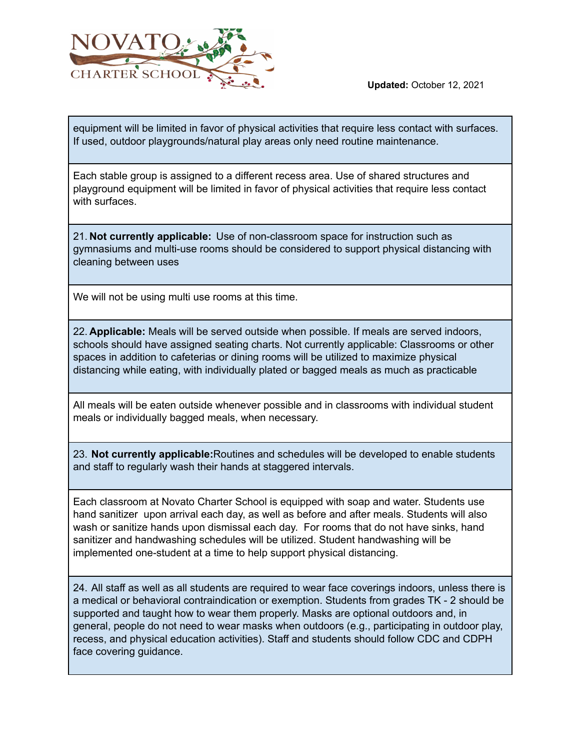equipment will be limited in favor of physical activities that require less contact with surfaces. If used, outdoor playgrounds/natural play areas only need routine maintenance.

Each stable group is assigned to a different recess area. Use of shared structures and playground equipment will be limited in favor of physical activities that require less contact with surfaces.

21. **Not currently applicable:** Use of non-classroom space for instruction such as gymnasiums and multi-use rooms should be considered to support physical distancing with cleaning between uses

We will not be using multi use rooms at this time.

22. **Applicable:** Meals will be served outside when possible. If meals are served indoors, schools should have assigned seating charts. Not currently applicable: Classrooms or other spaces in addition to cafeterias or dining rooms will be utilized to maximize physical distancing while eating, with individually plated or bagged meals as much as practicable

All meals will be eaten outside whenever possible and in classrooms with individual student meals or individually bagged meals, when necessary.

23. **Not currently applicable:** Routines and schedules will be developed to enable students and staff to regularly wash their hands at staggered intervals.

Each classroom at Novato Charter School is equipped with soap and water. Students use hand sanitizer upon arrival each day, as well as before and after meals. Students will also wash or sanitize hands upon dismissal each day. For rooms that do not have sinks, hand sanitizer and handwashing schedules will be utilized. Student handwashing will be implemented one-student at a time to help support physical distancing.

24. All staff as well as all students are required to wear face coverings indoors, unless there is a medical or behavioral contraindication or exemption. Students from grades TK - 2 should be supported and taught how to wear them properly. Masks are optional outdoors and, in general, people do not need to wear masks when outdoors (e.g., participating in outdoor play, recess, and physical education activities). Staff and students should follow CDC and CDPH face covering guidance.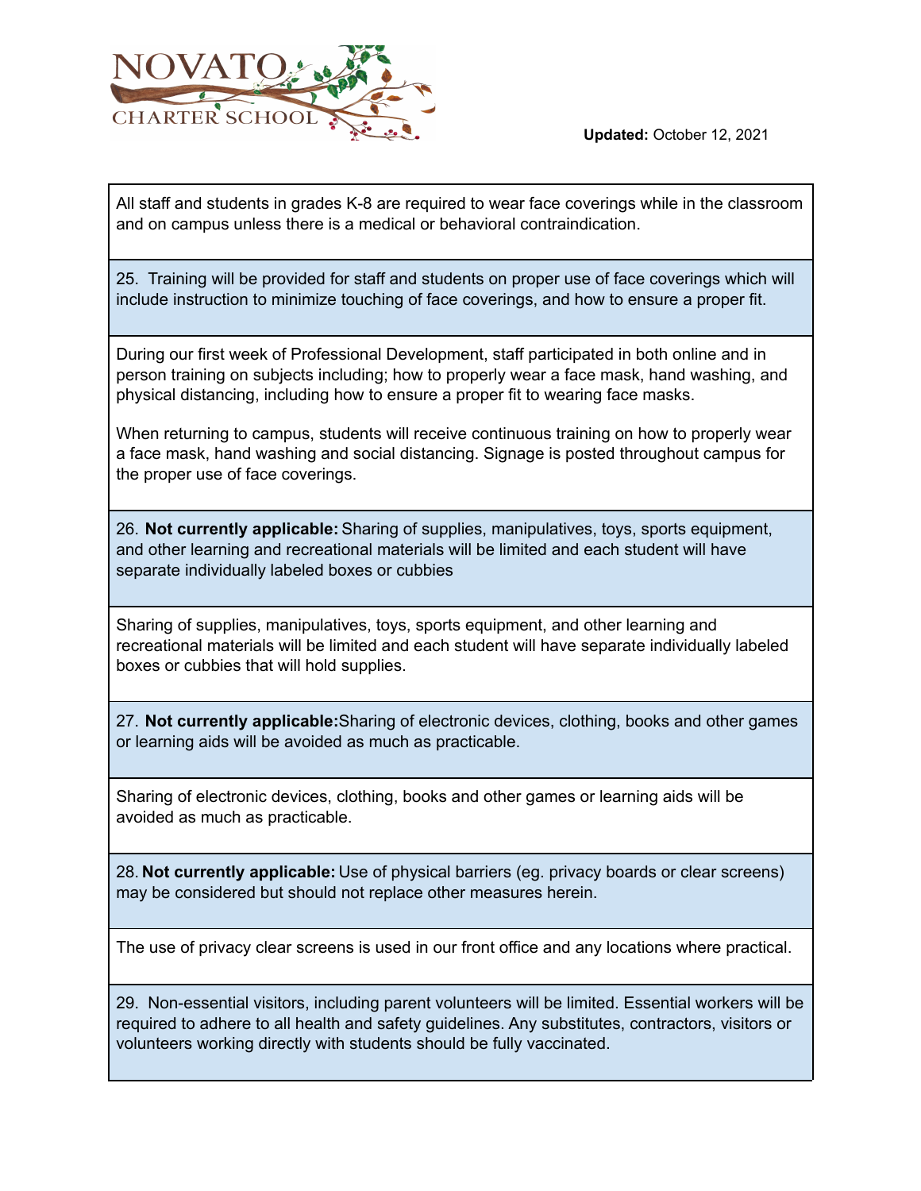**Updated:** October 12, 2021

| |
|---|
| All staff and students in grades K-8 are required to wear face coverings while in the classroom and on campus unless there is a medical or behavioral contraindication. |
| 25. Training will be provided for staff and students on proper use of face coverings which will include instruction to minimize touching of face coverings, and how to ensure a proper fit. |
| During our first week of Professional Development, staff participated in both online and in person training on subjects including; how to properly wear a face mask, hand washing, and physical distancing, including how to ensure a proper fit to wearing face masks.<br><br>When returning to campus, students will receive continuous training on how to properly wear a face mask, hand washing and social distancing. Signage is posted throughout campus for the proper use of face coverings. |
| 26. **Not currently applicable:** Sharing of supplies, manipulatives, toys, sports equipment, and other learning and recreational materials will be limited and each student will have separate individually labeled boxes or cubbies |
| Sharing of supplies, manipulatives, toys, sports equipment, and other learning and recreational materials will be limited and each student will have separate individually labeled boxes or cubbies that will hold supplies. |
| 27. **Not currently applicable:**Sharing of electronic devices, clothing, books and other games or learning aids will be avoided as much as practicable. |
| Sharing of electronic devices, clothing, books and other games or learning aids will be avoided as much as practicable. |
| 28. **Not currently applicable:** Use of physical barriers (eg. privacy boards or clear screens) may be considered but should not replace other measures herein. |
| The use of privacy clear screens is used in our front office and any locations where practical. |
| 29. Non-essential visitors, including parent volunteers will be limited. Essential workers will be required to adhere to all health and safety guidelines. Any substitutes, contractors, visitors or volunteers working directly with students should be fully vaccinated. |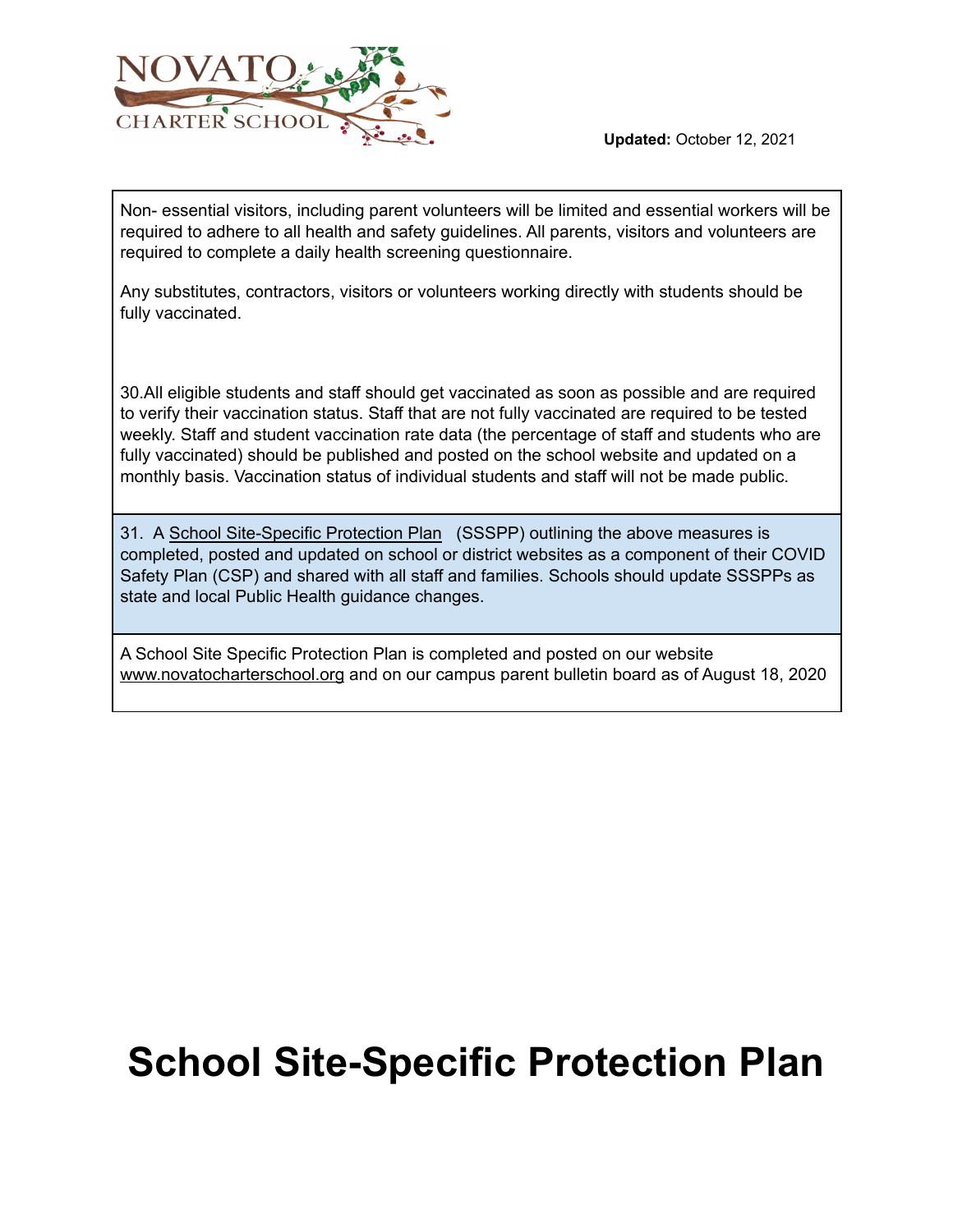Updated: October 12, 2021

Non- essential visitors, including parent volunteers will be limited and essential workers will be required to adhere to all health and safety guidelines. All parents, visitors and volunteers are required to complete a daily health screening questionnaire.

Any substitutes, contractors, visitors or volunteers working directly with students should be fully vaccinated.

30.All eligible students and staff should get vaccinated as soon as possible and are required to verify their vaccination status. Staff that are not fully vaccinated are required to be tested weekly. Staff and student vaccination rate data (the percentage of staff and students who are fully vaccinated) should be published and posted on the school website and updated on a monthly basis. Vaccination status of individual students and staff will not be made public.

31. A School Site-Specific Protection Plan (SSSPP) outlining the above measures is completed, posted and updated on school or district websites as a component of their COVID Safety Plan (CSP) and shared with all staff and families. Schools should update SSSPPs as state and local Public Health guidance changes.

A School Site Specific Protection Plan is completed and posted on our website www.novatocharterschool.org and on our campus parent bulletin board as of August 18, 2020

# School Site-Specific Protection Plan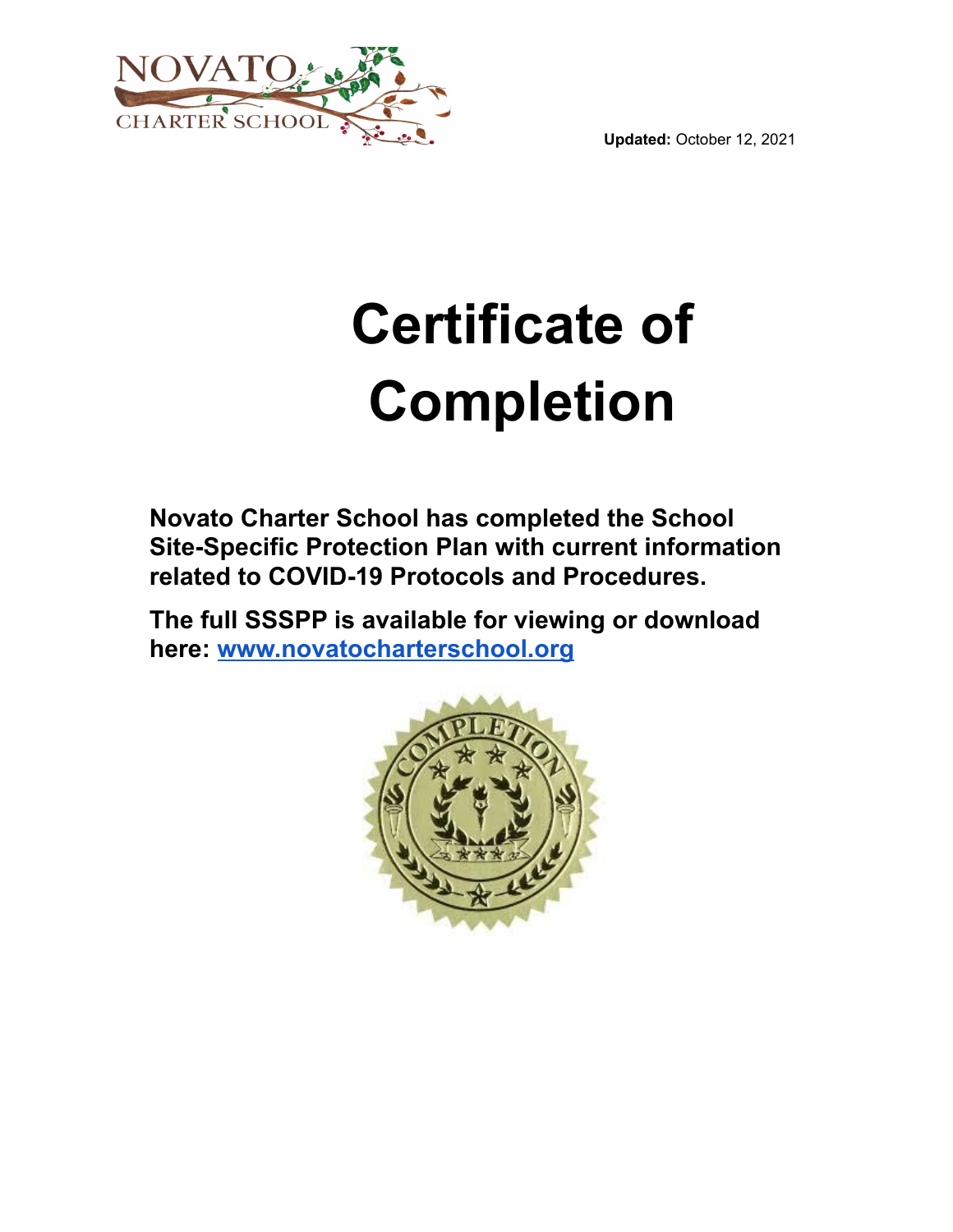NOVATO CHARTER SCHOOL

**Updated:** October 12, 2021

# Certificate of Completion

**Novato Charter School has completed the School Site-Specific Protection Plan with current information related to COVID-19 Protocols and Procedures.**

**The full SSSPP is available for viewing or download here: [www.novatocharterschool.org](http://www.novatocharterschool.org)**